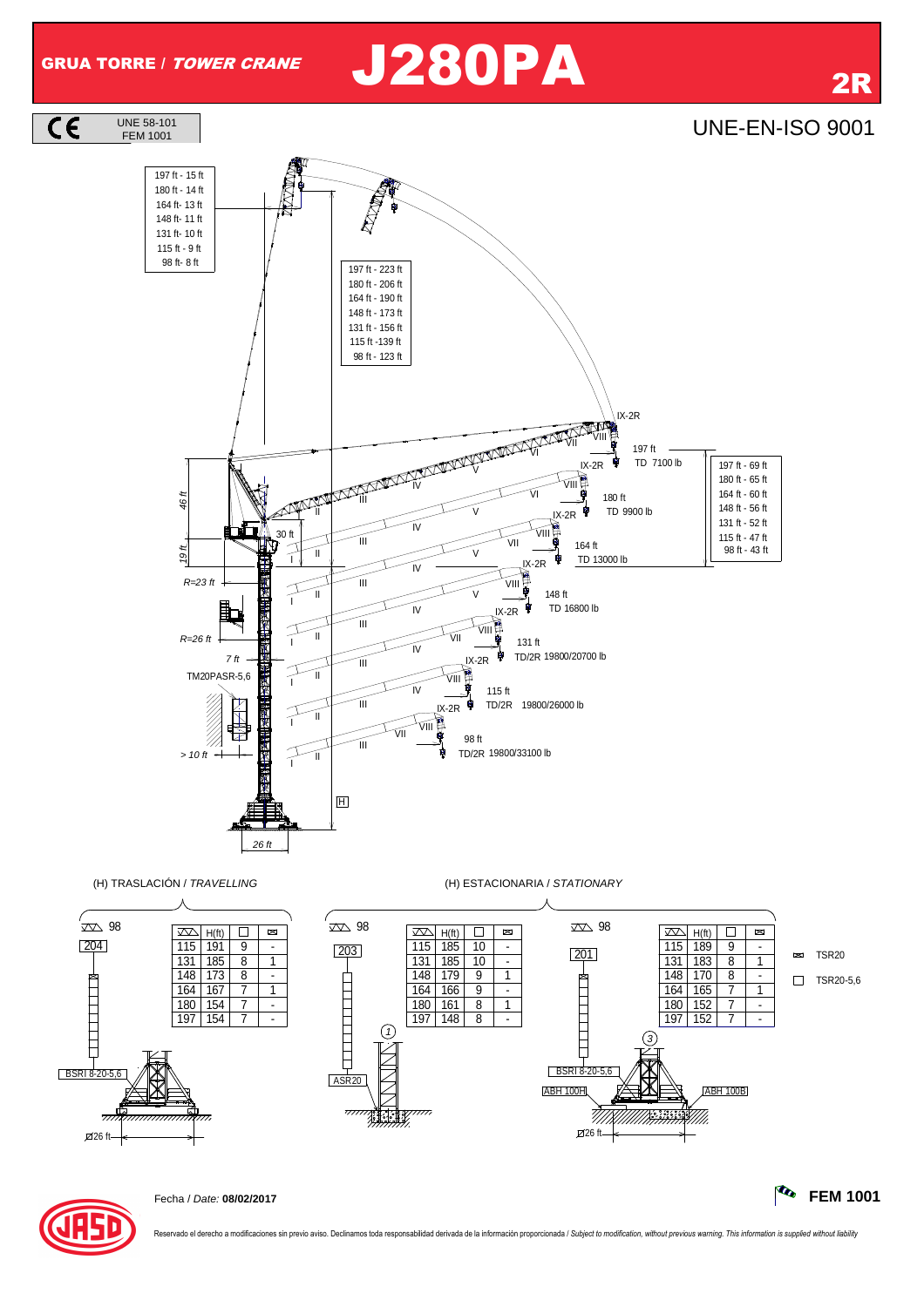# GRUA TORRE / *TOWER CRANE* J280PA 2R

UNE 58-101
FEM 1001

UNE-EN-ISO 9001

| | |
|---|---|
| 197 ft - 15 ft | |
| 180 ft - 14 ft | |
| 164 ft- 13 ft | |
| 148 ft- 11 ft | |
| 131 ft- 10 ft | |
| 115 ft - 9 ft | |
| 98 ft- 8 ft | |

| |
|---|
| 197 ft - 223 ft |
| 180 ft - 206 ft |
| 164 ft - 190 ft |
| 148 ft - 173 ft |
| 131 ft - 156 ft |
| 115 ft -139 ft |
| 98 ft - 123 ft |

| |
|---|
| 197 ft - 69 ft |
| 180 ft - 65 ft |
| 164 ft - 60 ft |
| 148 ft - 56 ft |
| 131 ft - 52 ft |
| 115 ft - 47 ft |
| 98 ft - 43 ft |

- 197 ft TD 7100 lb
- 180 ft TD 9900 lb
- 164 ft TD 13000 lb
- 148 ft TD 16800 lb
- 131 ft TD/2R 19800/20700 lb
- 115 ft TD/2R 19800/26000 lb
- 98 ft TD/2R 19800/33100 lb

46 ft, 19 ft, 30 ft, R=23 ft, R=26 ft, 7 ft, TM20PASR-5,6, > 10 ft, 26 ft, H

(H) TRASLACIÓN / *TRAVELLING*

98 — 204

| | H(ft) | □ | ⊠ |
|---|---|---|---|
| 115 | 191 | 9 | - |
| 131 | 185 | 8 | 1 |
| 148 | 173 | 8 | - |
| 164 | 167 | 7 | 1 |
| 180 | 154 | 7 | - |
| 197 | 154 | 7 | - |

BSRI 8-20-5,6 — Ø26 ft

(H) ESTACIONARIA / *STATIONARY*

98 — 203 — (1) — ASR20

| | H(ft) | □ | ⊠ |
|---|---|---|---|
| 115 | 185 | 10 | - |
| 131 | 185 | 10 | - |
| 148 | 179 | 9 | 1 |
| 164 | 166 | 9 | - |
| 180 | 161 | 8 | 1 |
| 197 | 148 | 8 | - |

98 — 201 — (3) — BSRI 8-20-5,6 — ABH 100H — ABH 100B — Ø26 ft

| | H(ft) | □ | ⊠ |
|---|---|---|---|
| 115 | 189 | 9 | - |
| 131 | 183 | 8 | 1 |
| 148 | 170 | 8 | - |
| 164 | 165 | 7 | 1 |
| 180 | 152 | 7 | - |
| 197 | 152 | 7 | - |

⊠ TSR20
□ TSR20-5,6

Fecha / *Date:* **08/02/2017**

**FEM 1001**

Reservado el derecho a modificaciones sin previo aviso. Declinamos toda responsabilidad derivada de la información proporcionada / *Subject to modification, without previous warning. This information is supplied without liability*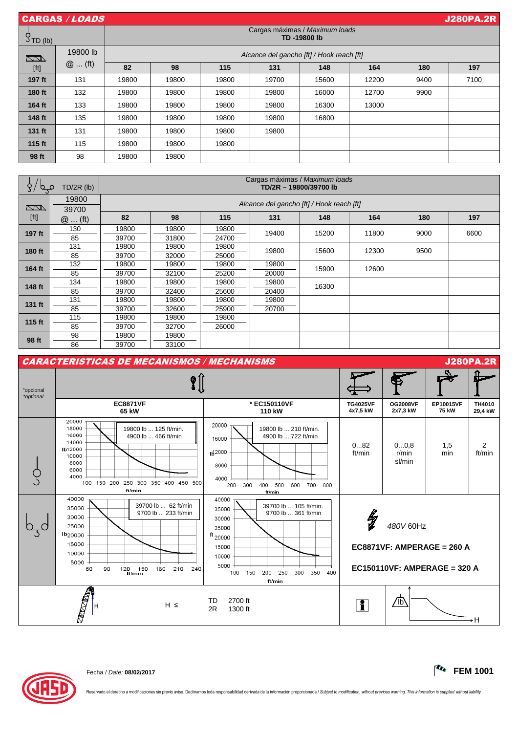## CARGAS / *LOADS* — J280PA.2R

### Cargas máximas / *Maximum loads* TD -19800 lb

| TD (lb) | 19800 lb @ ... (ft) | 82 | 98 | 115 | 131 | 148 | 164 | 180 | 197 |
|---|---|---|---|---|---|---|---|---|---|
| [ft] | | *Alcance del gancho [ft] / Hook reach [ft]* | | | | | | | |
| **197 ft** | 131 | 19800 | 19800 | 19800 | 19700 | 15600 | 12200 | 9400 | 7100 |
| **180 ft** | 132 | 19800 | 19800 | 19800 | 19800 | 16000 | 12700 | 9900 | |
| **164 ft** | 133 | 19800 | 19800 | 19800 | 19800 | 16300 | 13000 | | |
| **148 ft** | 135 | 19800 | 19800 | 19800 | 19800 | 16800 | | | |
| **131 ft** | 131 | 19800 | 19800 | 19800 | 19800 | | | | |
| **115 ft** | 115 | 19800 | 19800 | 19800 | | | | | |
| **98 ft** | 98 | 19800 | 19800 | | | | | | |

### Cargas máximas / *Maximum loads* TD/2R – 19800/39700 lb

| TD/2R (lb) | 19800 / 39700 @ ... (ft) | 82 | 98 | 115 | 131 | 148 | 164 | 180 | 197 |
|---|---|---|---|---|---|---|---|---|---|
| [ft] | | *Alcance del gancho [ft] / Hook reach [ft]* | | | | | | | |
| **197 ft** | 130 | 19800 | 19800 | 19800 | 19400 | 15200 | 11800 | 9000 | 6600 |
| | 85 | 39700 | 31800 | 24700 | | | | | |
| **180 ft** | 131 | 19800 | 19800 | 19800 | 19800 | 15600 | 12300 | 9500 | |
| | 85 | 39700 | 32000 | 25000 | | | | | |
| **164 ft** | 132 | 19800 | 19800 | 19800 | 19800 | 15900 | 12600 | | |
| | 85 | 39700 | 32100 | 25200 | 20000 | | | | |
| **148 ft** | 134 | 19800 | 19800 | 19800 | 19800 | 16300 | | | |
| | 85 | 39700 | 32400 | 25600 | 20400 | | | | |
| **131 ft** | 131 | 19800 | 19800 | 19800 | 19800 | | | | |
| | 85 | 39700 | 32600 | 25900 | 20700 | | | | |
| **115 ft** | 115 | 19800 | 19800 | 19800 | | | | | |
| | 85 | 39700 | 32700 | 26000 | | | | | |
| **98 ft** | 98 | 19800 | 19800 | | | | | | |
| | 86 | 39700 | 33100 | | | | | | |

## CARACTERISTICAS DE MECANISMOS / *MECHANISMS* — J280PA.2R

*opcional / *optional*

| | EC8871VF 65 kW | * EC150110VF 110 kW | TG4025VF 4x7,5 kW | OG2008VF 2x7,3 kW | EP10015VF 75 kW | TH4010 29,4 kW |
|---|---|---|---|---|---|---|
| TD | 19800 lb ... 125 ft/min. / 4900 lb ... 466 ft/min | 19800 lb ... 210 ft/min. / 4900 lb ... 722 ft/min | 0...82 ft/min | 0...0,8 r/min sl/min | 1,5 min | 2 ft/min |
| 2R | 39700 lb ... 62 ft/min / 9700 lb ... 233 ft/min | 39700 lb ... 105 ft/min. / 9700 lb ... 361 ft/min | 480V 60Hz | | | |

EC8871VF: AMPERAGE = 260 A

EC150110VF: AMPERAGE = 320 A

H ≤ TD 2700 ft / 2R 1300 ft

Fecha / *Date:* **08/02/2017**

**FEM 1001**

Reservado el derecho a modificaciones sin previo aviso. Declinamos toda responsabilidad derivada de la información proporcionada / *Subject to modification, without previous warning. This information is supplied without liability*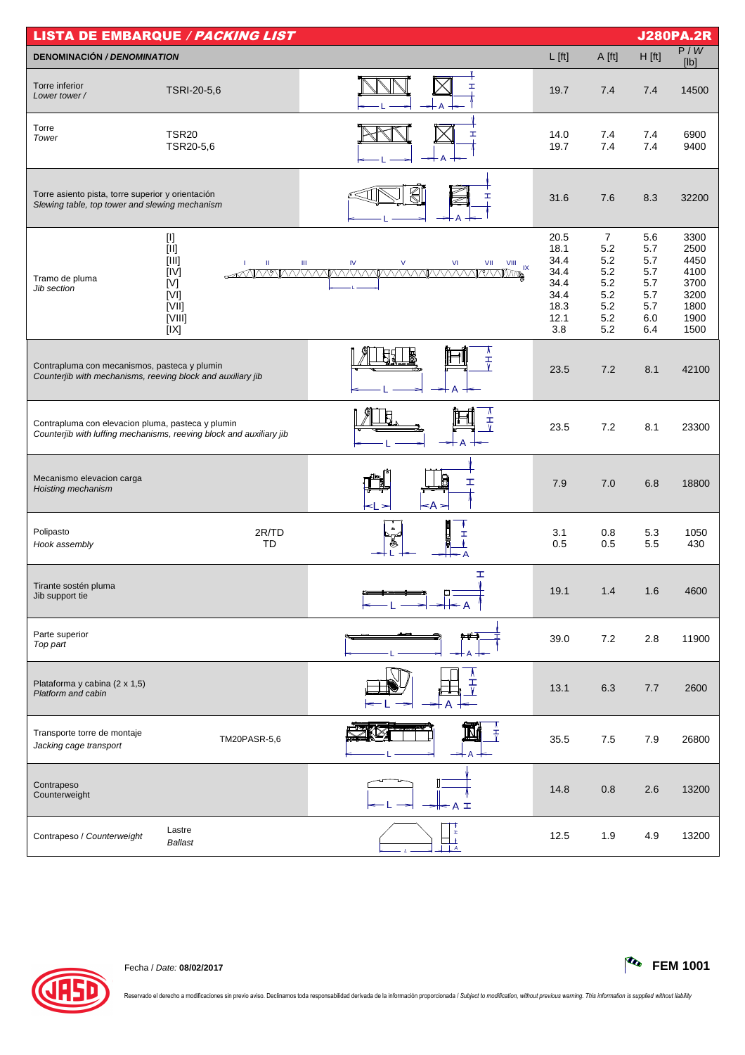## LISTA DE EMBARQUE / *PACKING LIST* — J280PA.2R

| DENOMINACIÓN / *DENOMINATION* | | L [ft] | A [ft] | H [ft] | P / *W* [lb] |
|---|---|---|---|---|---|
| Torre inferior / *Lower tower /* | TSRI-20-5,6 | 19.7 | 7.4 | 7.4 | 14500 |
| Torre / *Tower* | TSR20 | 14.0 | 7.4 | 7.4 | 6900 |
| | TSR20-5,6 | 19.7 | 7.4 | 7.4 | 9400 |
| Torre asiento pista, torre superior y orientación / *Slewing table, top tower and slewing mechanism* | | 31.6 | 7.6 | 8.3 | 32200 |
| Tramo de pluma / *Jib section* | [I] | 20.5 | 7 | 5.6 | 3300 |
| | [II] | 18.1 | 5.2 | 5.7 | 2500 |
| | [III] | 34.4 | 5.2 | 5.7 | 4450 |
| | [IV] | 34.4 | 5.2 | 5.7 | 4100 |
| | [V] | 34.4 | 5.2 | 5.7 | 3700 |
| | [VI] | 34.4 | 5.2 | 5.7 | 3200 |
| | [VII] | 18.3 | 5.2 | 5.7 | 1800 |
| | [VIII] | 12.1 | 5.2 | 6.0 | 1900 |
| | [IX] | 3.8 | 5.2 | 6.4 | 1500 |
| Contrapluma con mecanismos, pasteca y plumin / *Counterjib with mechanisms, reeving block and auxiliary jib* | | 23.5 | 7.2 | 8.1 | 42100 |
| Contrapluma con elevacion pluma, pasteca y plumin / *Counterjib with luffing mechanisms, reeving block and auxiliary jib* | | 23.5 | 7.2 | 8.1 | 23300 |
| Mecanismo elevacion carga / *Hoisting mechanism* | | 7.9 | 7.0 | 6.8 | 18800 |
| Polipasto / *Hook assembly* | 2R/TD | 3.1 | 0.8 | 5.3 | 1050 |
| | TD | 0.5 | 0.5 | 5.5 | 430 |
| Tirante sostén pluma / *Jib support tie* | | 19.1 | 1.4 | 1.6 | 4600 |
| Parte superior / *Top part* | | 39.0 | 7.2 | 2.8 | 11900 |
| Plataforma y cabina (2 x 1,5) / *Platform and cabin* | | 13.1 | 6.3 | 7.7 | 2600 |
| Transporte torre de montaje / *Jacking cage transport* | TM20PASR-5,6 | 35.5 | 7.5 | 7.9 | 26800 |
| Contrapeso / *Counterweight* | | 14.8 | 0.8 | 2.6 | 13200 |
| Contrapeso / *Counterweight* | Lastre / *Ballast* | 12.5 | 1.9 | 4.9 | 13200 |

Fecha / *Date:* **08/02/2017**

**FEM 1001**

Reservado el derecho a modificaciones sin previo aviso. Declinamos toda responsabilidad derivada de la información proporcionada / *Subject to modification, without previous warning. This information is supplied without liability*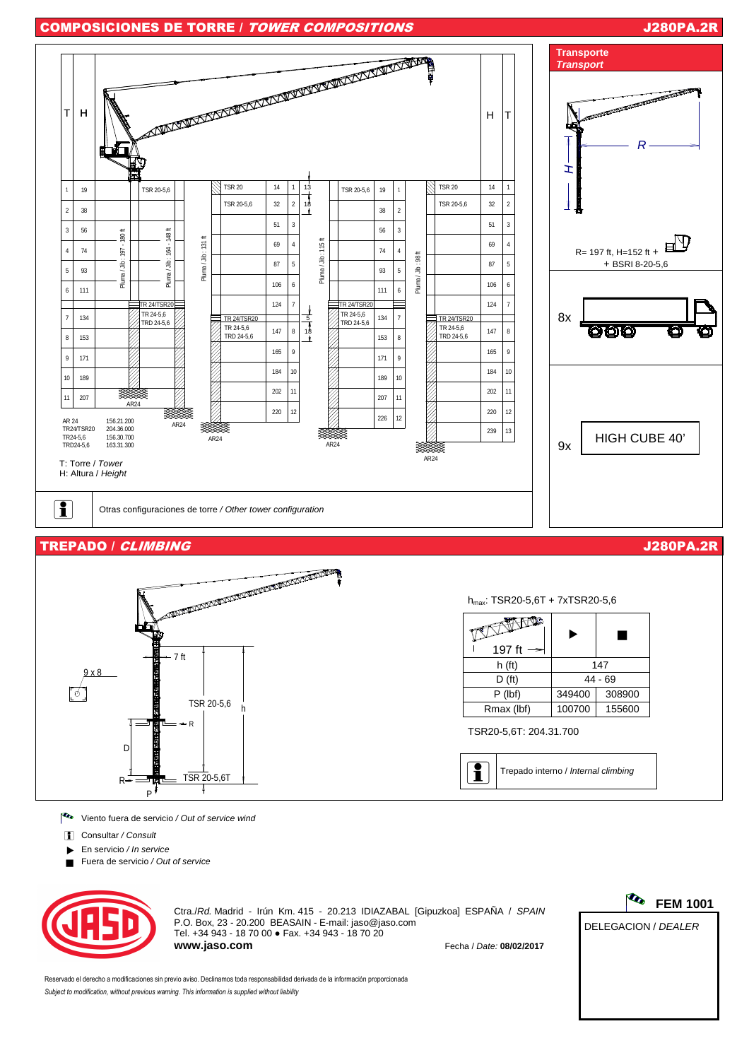## COMPOSICIONES DE TORRE / *TOWER COMPOSITIONS*

J280PA.2R

T | H

Pluma / Jib : 197 - 180 ft

Pluma / Jib : 164 - 148 ft

Pluma / Jib : 131 ft

Pluma / Jib : 115 ft

Pluma / Jib : 98 ft

| T | H |
|---|---|
| 1 | 19 |
| 2 | 38 |
| 3 | 56 |
| 4 | 74 |
| 5 | 93 |
| 6 | 111 |
| 7 | 134 |
| 8 | 153 |
| 9 | 171 |
| 10 | 189 |
| 11 | 207 |

TSR 20-5,6

TR 24/TSR20

TR 24-5,6
TRD 24-5,6

AR24

| H | T |
|---|---|
| 14 | 1 |
| 32 | 2 |
| 51 | 3 |
| 69 | 4 |
| 87 | 5 |
| 106 | 6 |
| 124 | 7 |
| 147 | 8 |
| 165 | 9 |
| 184 | 10 |
| 202 | 11 |
| 220 | 12 |

TSR 20 / TSR 20-5,6 / TR 24/TSR20 / TR 24-5,6 / TRD 24-5,6 / AR24

13 / 18 / 5 / 18

| H | T |
|---|---|
| 19 | 1 |
| 38 | 2 |
| 56 | 3 |
| 74 | 4 |
| 93 | 5 |
| 111 | 6 |
| 134 | 7 |
| 153 | 8 |
| 171 | 9 |
| 189 | 10 |
| 207 | 11 |
| 226 | 12 |

TSR 20-5,6 / TR 24/TSR20 / TR 24-5,6 / TRD 24-5,6 / AR24

| H | T |
|---|---|
| 14 | 1 |
| 32 | 2 |
| 51 | 3 |
| 69 | 4 |
| 87 | 5 |
| 106 | 6 |
| 124 | 7 |
| 147 | 8 |
| 165 | 9 |
| 184 | 10 |
| 202 | 11 |
| 220 | 12 |
| 239 | 13 |

TSR 20 / TSR 20-5,6 / TR 24/TSR20 / TR 24-5,6 / TRD 24-5,6 / AR24

| | |
|---|---|
| AR 24 | 156.21.200 |
| TR24/TSR20 | 204.36.000 |
| TR24-5,6 | 156.30.700 |
| TRD24-5,6 | 163.31.300 |

T: Torre / *Tower*
H: Altura / *Height*

Otras configuraciones de torre / *Other tower configuration*

### Transporte / *Transport*

R= 197 ft, H=152 ft +
+ BSRI 8-20-5,6

8x

9x HIGH CUBE 40'

## TREPADO / *CLIMBING*

J280PA.2R

7 ft

9 x 8

TSR 20-5,6

h

R

D

R

TSR 20-5,6T

P

$h_{max}$: TSR20-5,6T + 7xTSR20-5,6

| 197 ft | ▶ | ■ |
|---|---|---|
| h (ft) | 147 | |
| D (ft) | 44 - 69 | |
| P (lbf) | 349400 | 308900 |
| Rmax (lbf) | 100700 | 155600 |

TSR20-5,6T: 204.31.700

Trepado interno / *Internal climbing*

- Viento fuera de servicio / *Out of service wind*
- Consultar / *Consult*
- ▶ En servicio / *In service*
- ■ Fuera de servicio / *Out of service*

Ctra./*Rd.* Madrid - Irún Km. 415 - 20.213 IDIAZABAL [Gipuzkoa] ESPAÑA / *SPAIN*
P.O. Box, 23 - 20.200 BEASAIN - E-mail: jaso@jaso.com
Tel. +34 943 - 18 70 00 ● Fax. +34 943 - 18 70 20
**www.jaso.com**

Fecha / *Date:* **08/02/2017**

**FEM 1001**

DELEGACION / *DEALER*

Reservado el derecho a modificaciones sin previo aviso. Declinamos toda responsabilidad derivada de la información proporcionada
*Subject to modification, without previous warning. This information is supplied without liability*